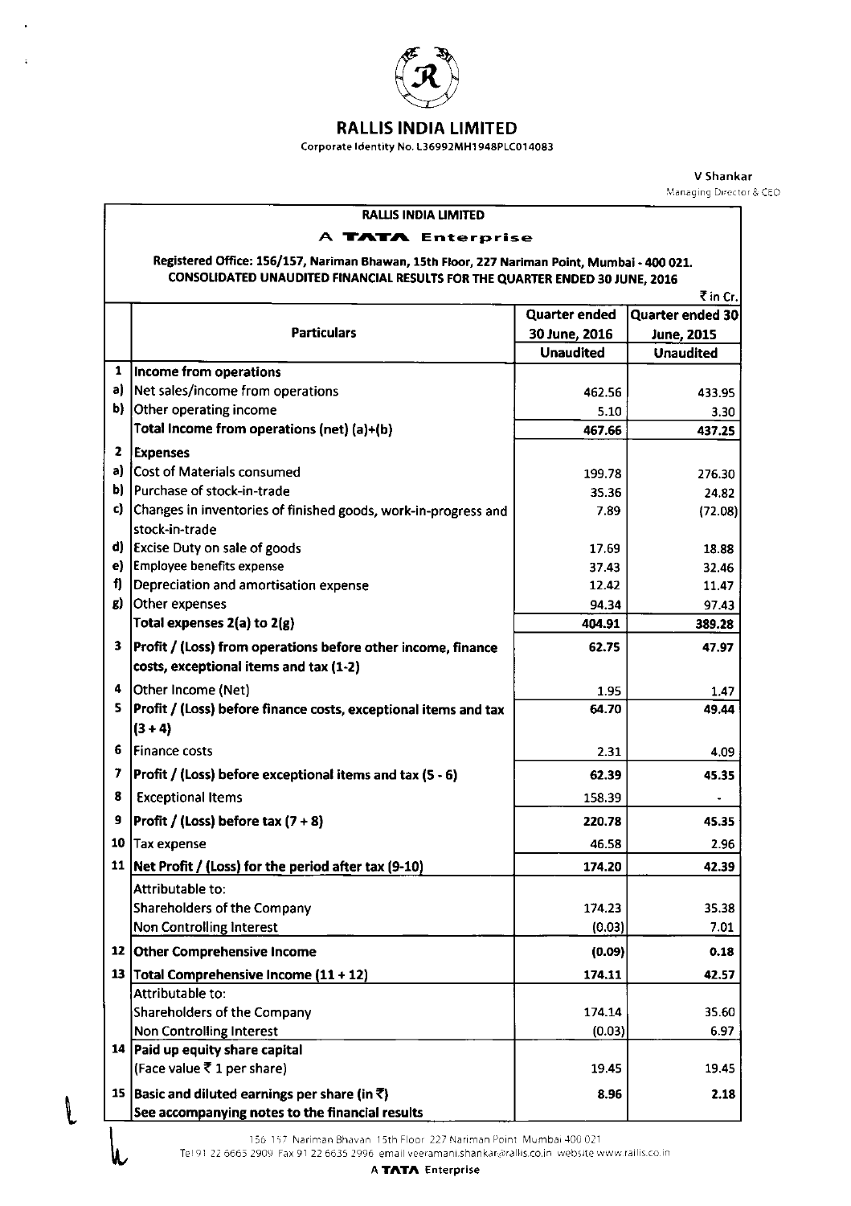# RALLIS INDIA LIMITED

Corporate Identity No. L36992MH1948PLC014083

**V Shankar**
Managing Director & CEO

## RALLIS INDIA LIMITED

### A TATA Enterprise

**Registered Office: 156/157, Nariman Bhavan, 15th Floor, 227 Nariman Point, Mumbai - 400 021.**
**CONSOLIDATED UNAUDITED FINANCIAL RESULTS FOR THE QUARTER ENDED 30 JUNE, 2016**

₹ in Cr.

| | Particulars | Quarter ended 30 June, 2016 | Quarter ended 30 June, 2015 |
|---|---|---|---|
| | | Unaudited | Unaudited |
| 1 | **Income from operations** | | |
| a) | Net sales/income from operations | 462.56 | 433.95 |
| b) | Other operating income | 5.10 | 3.30 |
| | **Total Income from operations (net) (a)+(b)** | **467.66** | **437.25** |
| 2 | **Expenses** | | |
| a) | Cost of Materials consumed | 199.78 | 276.30 |
| b) | Purchase of stock-in-trade | 35.36 | 24.82 |
| c) | Changes in inventories of finished goods, work-in-progress and stock-in-trade | 7.89 | (72.08) |
| d) | Excise Duty on sale of goods | 17.69 | 18.88 |
| e) | Employee benefits expense | 37.43 | 32.46 |
| f) | Depreciation and amortisation expense | 12.42 | 11.47 |
| g) | Other expenses | 94.34 | 97.43 |
| | **Total expenses 2(a) to 2(g)** | **404.91** | **389.28** |
| 3 | **Profit / (Loss) from operations before other income, finance costs, exceptional items and tax (1-2)** | **62.75** | **47.97** |
| 4 | Other Income (Net) | 1.95 | 1.47 |
| 5 | **Profit / (Loss) before finance costs, exceptional items and tax (3 + 4)** | **64.70** | **49.44** |
| 6 | Finance costs | 2.31 | 4.09 |
| 7 | **Profit / (Loss) before exceptional items and tax (5 - 6)** | **62.39** | **45.35** |
| 8 | Exceptional Items | 158.39 | - |
| 9 | **Profit / (Loss) before tax (7 + 8)** | **220.78** | **45.35** |
| 10 | Tax expense | 46.58 | 2.96 |
| 11 | **Net Profit / (Loss) for the period after tax (9-10)** | **174.20** | **42.39** |
| | Attributable to: | | |
| | Shareholders of the Company | 174.23 | 35.38 |
| | Non Controlling Interest | (0.03) | 7.01 |
| 12 | **Other Comprehensive Income** | **(0.09)** | **0.18** |
| 13 | **Total Comprehensive Income (11 + 12)** | **174.11** | **42.57** |
| | Attributable to: | | |
| | Shareholders of the Company | 174.14 | 35.60 |
| | Non Controlling Interest | (0.03) | 6.97 |
| 14 | **Paid up equity share capital** (Face value ₹ 1 per share) | 19.45 | 19.45 |
| 15 | **Basic and diluted earnings per share (in ₹)** | **8.96** | **2.18** |
| | **See accompanying notes to the financial results** | | |

156-157 Nariman Bhavan 15th Floor 227 Nariman Point Mumbai 400 021
Tel 91 22 6665 2909 Fax 91 22 6635 2996 email veeramani.shankar@rallis.co.in website www.rallis.co.in

A TATA Enterprise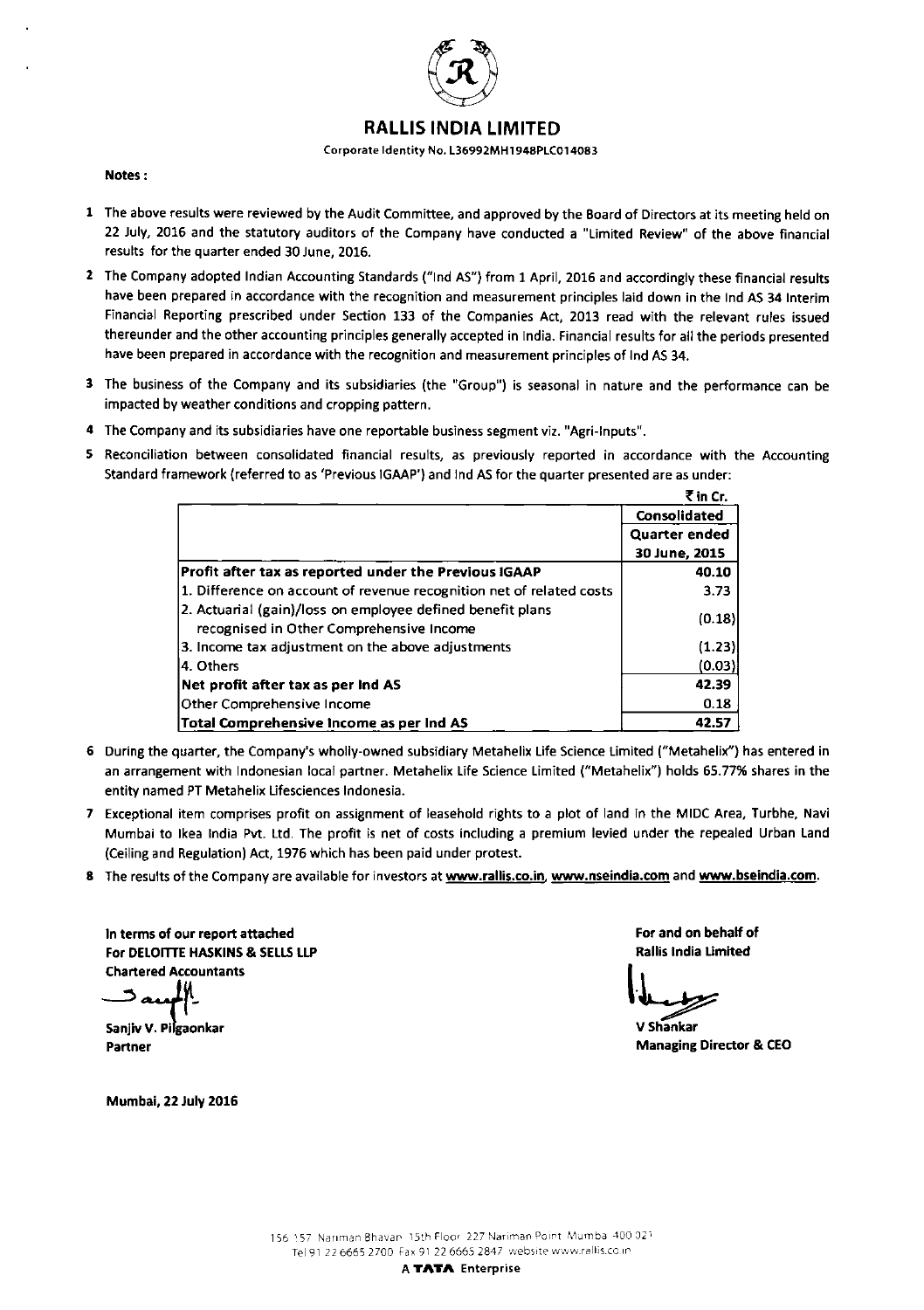# RALLIS INDIA LIMITED

Corporate Identity No. L36992MH1948PLC014083

**Notes :**

1. The above results were reviewed by the Audit Committee, and approved by the Board of Directors at its meeting held on 22 July, 2016 and the statutory auditors of the Company have conducted a "Limited Review" of the above financial results for the quarter ended 30 June, 2016.
2. The Company adopted Indian Accounting Standards ("Ind AS") from 1 April, 2016 and accordingly these financial results have been prepared in accordance with the recognition and measurement principles laid down in the Ind AS 34 Interim Financial Reporting prescribed under Section 133 of the Companies Act, 2013 read with the relevant rules issued thereunder and the other accounting principles generally accepted in India. Financial results for all the periods presented have been prepared in accordance with the recognition and measurement principles of Ind AS 34.
3. The business of the Company and its subsidiaries (the "Group") is seasonal in nature and the performance can be impacted by weather conditions and cropping pattern.
4. The Company and its subsidiaries have one reportable business segment viz. "Agri-Inputs".
5. Reconciliation between consolidated financial results, as previously reported in accordance with the Accounting Standard framework (referred to as 'Previous IGAAP') and Ind AS for the quarter presented are as under:

₹ in Cr.

| | Consolidated |
|---|---|
| | Quarter ended 30 June, 2015 |
| **Profit after tax as reported under the Previous IGAAP** | **40.10** |
| 1. Difference on account of revenue recognition net of related costs | 3.73 |
| 2. Actuarial (gain)/loss on employee defined benefit plans recognised in Other Comprehensive Income | (0.18) |
| 3. Income tax adjustment on the above adjustments | (1.23) |
| 4. Others | (0.03) |
| **Net profit after tax as per Ind AS** | **42.39** |
| Other Comprehensive Income | 0.18 |
| **Total Comprehensive Income as per Ind AS** | **42.57** |

6. During the quarter, the Company's wholly-owned subsidiary Metahelix Life Science Limited ("Metahelix") has entered in an arrangement with Indonesian local partner. Metahelix Life Science Limited ("Metahelix") holds 65.77% shares in the entity named PT Metahelix Lifesciences Indonesia.
7. Exceptional item comprises profit on assignment of leasehold rights to a plot of land in the MIDC Area, Turbhe, Navi Mumbai to Ikea India Pvt. Ltd. The profit is net of costs including a premium levied under the repealed Urban Land (Ceiling and Regulation) Act, 1976 which has been paid under protest.
8. The results of the Company are available for investors at **www.rallis.co.in**, **www.nseindia.com** and **www.bseindia.com**.

**In terms of our report attached**
**For DELOITTE HASKINS & SELLS LLP**
**Chartered Accountants**

**Sanjiv V. Pilgaonkar**
**Partner**

**Mumbai, 22 July 2016**

**For and on behalf of**
**Rallis India Limited**

**V Shankar**
**Managing Director & CEO**

156 157 Nariman Bhavan 15th Floor 227 Nariman Point Mumbai 400 021
Tel 91 22 6665 2700 Fax 91 22 6665 2847 website www.rallis.co.in

**A TATA Enterprise**